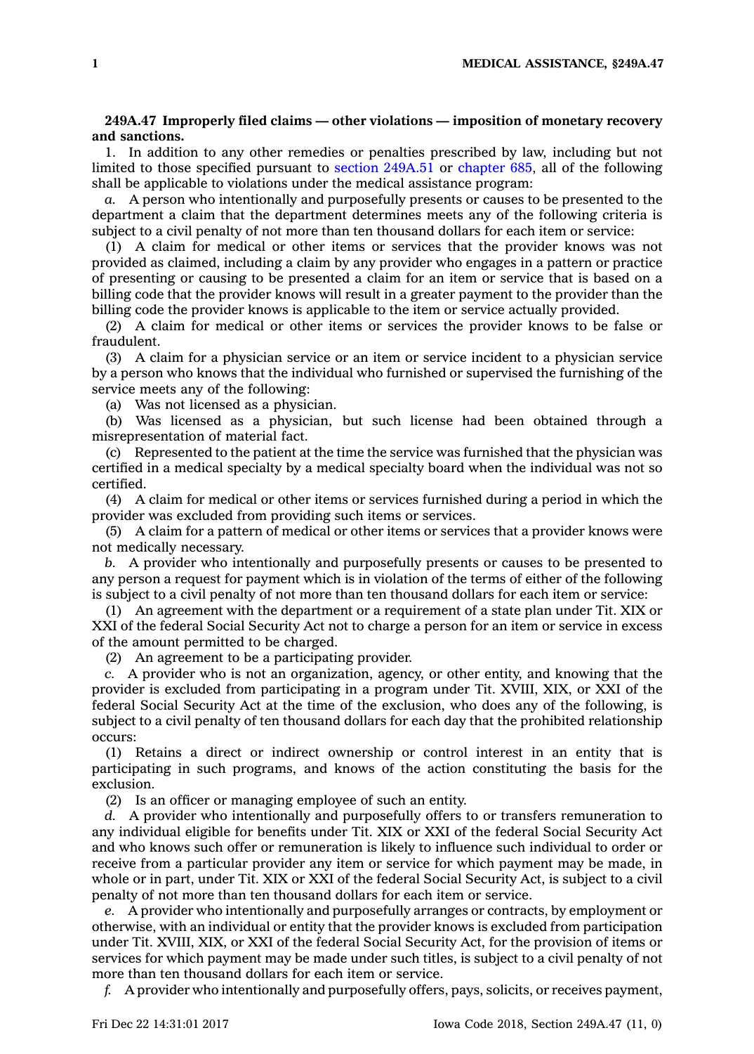**249A.47 Improperly filed claims — other violations — imposition of monetary recovery and sanctions.**

1. In addition to any other remedies or penalties prescribed by law, including but not limited to those specified pursuant to section 249A.51 or chapter 685, all of the following shall be applicable to violations under the medical assistance program:

*a.* A person who intentionally and purposefully presents or causes to be presented to the department a claim that the department determines meets any of the following criteria is subject to a civil penalty of not more than ten thousand dollars for each item or service:

(1) A claim for medical or other items or services that the provider knows was not provided as claimed, including a claim by any provider who engages in a pattern or practice of presenting or causing to be presented a claim for an item or service that is based on a billing code that the provider knows will result in a greater payment to the provider than the billing code the provider knows is applicable to the item or service actually provided.

(2) A claim for medical or other items or services the provider knows to be false or fraudulent.

(3) A claim for a physician service or an item or service incident to a physician service by a person who knows that the individual who furnished or supervised the furnishing of the service meets any of the following:

(a) Was not licensed as a physician.

(b) Was licensed as a physician, but such license had been obtained through a misrepresentation of material fact.

(c) Represented to the patient at the time the service was furnished that the physician was certified in a medical specialty by a medical specialty board when the individual was not so certified.

(4) A claim for medical or other items or services furnished during a period in which the provider was excluded from providing such items or services.

(5) A claim for a pattern of medical or other items or services that a provider knows were not medically necessary.

*b.* A provider who intentionally and purposefully presents or causes to be presented to any person a request for payment which is in violation of the terms of either of the following is subject to a civil penalty of not more than ten thousand dollars for each item or service:

(1) An agreement with the department or a requirement of a state plan under Tit. XIX or XXI of the federal Social Security Act not to charge a person for an item or service in excess of the amount permitted to be charged.

(2) An agreement to be a participating provider.

*c.* A provider who is not an organization, agency, or other entity, and knowing that the provider is excluded from participating in a program under Tit. XVIII, XIX, or XXI of the federal Social Security Act at the time of the exclusion, who does any of the following, is subject to a civil penalty of ten thousand dollars for each day that the prohibited relationship occurs:

(1) Retains a direct or indirect ownership or control interest in an entity that is participating in such programs, and knows of the action constituting the basis for the exclusion.

(2) Is an officer or managing employee of such an entity.

*d.* A provider who intentionally and purposefully offers to or transfers remuneration to any individual eligible for benefits under Tit. XIX or XXI of the federal Social Security Act and who knows such offer or remuneration is likely to influence such individual to order or receive from a particular provider any item or service for which payment may be made, in whole or in part, under Tit. XIX or XXI of the federal Social Security Act, is subject to a civil penalty of not more than ten thousand dollars for each item or service.

*e.* A provider who intentionally and purposefully arranges or contracts, by employment or otherwise, with an individual or entity that the provider knows is excluded from participation under Tit. XVIII, XIX, or XXI of the federal Social Security Act, for the provision of items or services for which payment may be made under such titles, is subject to a civil penalty of not more than ten thousand dollars for each item or service.

*f.* A provider who intentionally and purposefully offers, pays, solicits, or receives payment,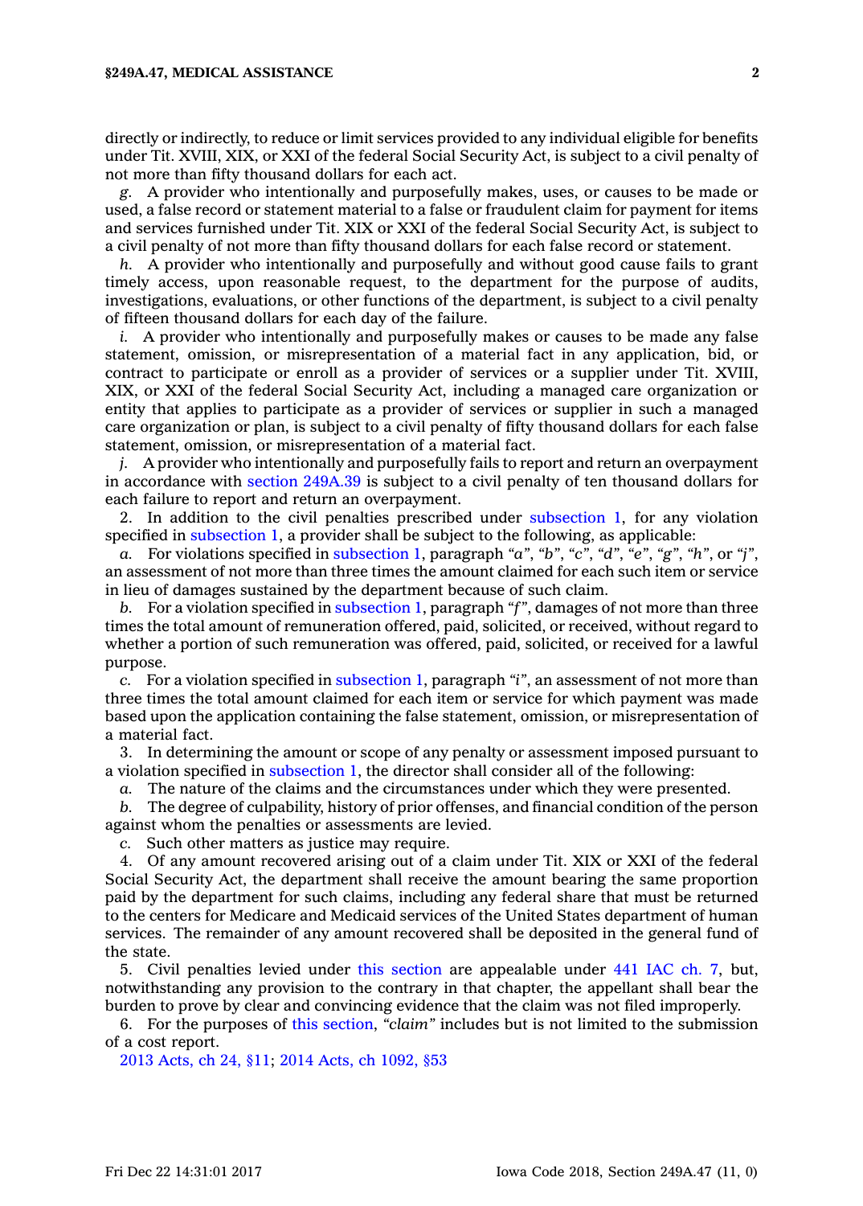directly or indirectly, to reduce or limit services provided to any individual eligible for benefits under Tit. XVIII, XIX, or XXI of the federal Social Security Act, is subject to a civil penalty of not more than fifty thousand dollars for each act.

*g.* A provider who intentionally and purposefully makes, uses, or causes to be made or used, a false record or statement material to a false or fraudulent claim for payment for items and services furnished under Tit. XIX or XXI of the federal Social Security Act, is subject to a civil penalty of not more than fifty thousand dollars for each false record or statement.

*h.* A provider who intentionally and purposefully and without good cause fails to grant timely access, upon reasonable request, to the department for the purpose of audits, investigations, evaluations, or other functions of the department, is subject to a civil penalty of fifteen thousand dollars for each day of the failure.

*i.* A provider who intentionally and purposefully makes or causes to be made any false statement, omission, or misrepresentation of a material fact in any application, bid, or contract to participate or enroll as a provider of services or a supplier under Tit. XVIII, XIX, or XXI of the federal Social Security Act, including a managed care organization or entity that applies to participate as a provider of services or supplier in such a managed care organization or plan, is subject to a civil penalty of fifty thousand dollars for each false statement, omission, or misrepresentation of a material fact.

*j.* A provider who intentionally and purposefully fails to report and return an overpayment in accordance with section 249A.39 is subject to a civil penalty of ten thousand dollars for each failure to report and return an overpayment.

2. In addition to the civil penalties prescribed under subsection 1, for any violation specified in subsection 1, a provider shall be subject to the following, as applicable:

*a.* For violations specified in subsection 1, paragraph *"a"*, *"b"*, *"c"*, *"d"*, *"e"*, *"g"*, *"h"*, or *"j"*, an assessment of not more than three times the amount claimed for each such item or service in lieu of damages sustained by the department because of such claim.

*b.* For a violation specified in subsection 1, paragraph *"f"*, damages of not more than three times the total amount of remuneration offered, paid, solicited, or received, without regard to whether a portion of such remuneration was offered, paid, solicited, or received for a lawful purpose.

*c.* For a violation specified in subsection 1, paragraph *"i"*, an assessment of not more than three times the total amount claimed for each item or service for which payment was made based upon the application containing the false statement, omission, or misrepresentation of a material fact.

3. In determining the amount or scope of any penalty or assessment imposed pursuant to a violation specified in subsection 1, the director shall consider all of the following:

*a.* The nature of the claims and the circumstances under which they were presented.

*b.* The degree of culpability, history of prior offenses, and financial condition of the person against whom the penalties or assessments are levied.

*c.* Such other matters as justice may require.

4. Of any amount recovered arising out of a claim under Tit. XIX or XXI of the federal Social Security Act, the department shall receive the amount bearing the same proportion paid by the department for such claims, including any federal share that must be returned to the centers for Medicare and Medicaid services of the United States department of human services. The remainder of any amount recovered shall be deposited in the general fund of the state.

5. Civil penalties levied under this section are appealable under 441 IAC ch. 7, but, notwithstanding any provision to the contrary in that chapter, the appellant shall bear the burden to prove by clear and convincing evidence that the claim was not filed improperly.

6. For the purposes of this section, *"claim"* includes but is not limited to the submission of a cost report.

2013 Acts, ch 24, §11; 2014 Acts, ch 1092, §53